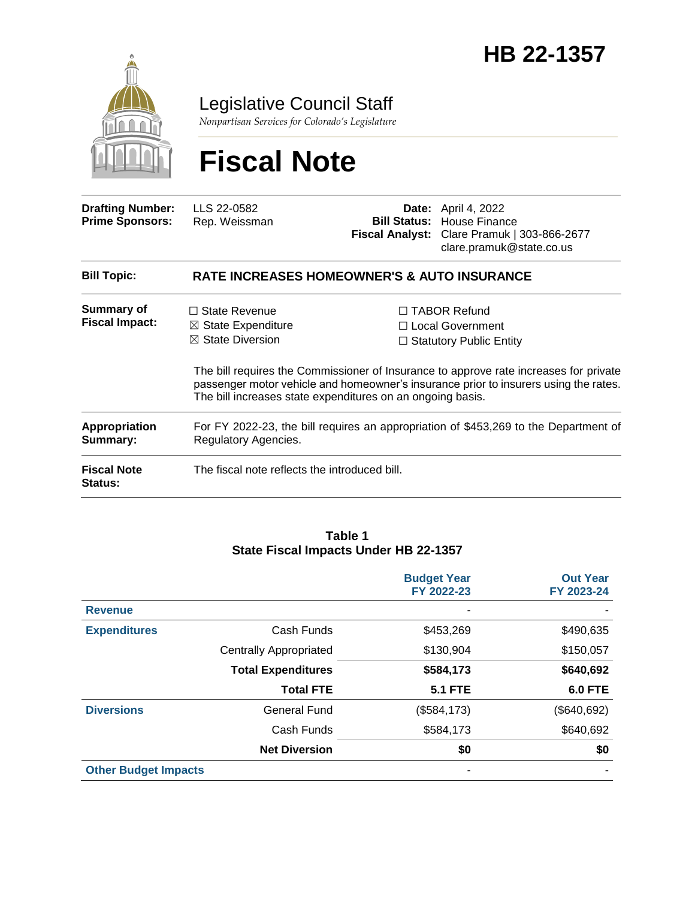# HB 22-1357

## Legislative Council Staff

*Nonpartisan Services for Colorado's Legislature*

# Fiscal Note

| | | | |
|---|---|---|---|
| **Drafting Number:** | LLS 22-0582 | **Date:** | April 4, 2022 |
| **Prime Sponsors:** | Rep. Weissman | **Bill Status:** | House Finance |
| | | **Fiscal Analyst:** | Clare Pramuk \| 303-866-2677 clare.pramuk@state.co.us |

| | |
|---|---|
| **Bill Topic:** | **RATE INCREASES HOMEOWNER'S & AUTO INSURANCE** |
| **Summary of Fiscal Impact:** | ☐ State Revenue<br>☒ State Expenditure<br>☒ State Diversion<br>☐ TABOR Refund<br>☐ Local Government<br>☐ Statutory Public Entity<br><br>The bill requires the Commissioner of Insurance to approve rate increases for private passenger motor vehicle and homeowner's insurance prior to insurers using the rates. The bill increases state expenditures on an ongoing basis. |
| **Appropriation Summary:** | For FY 2022-23, the bill requires an appropriation of $453,269 to the Department of Regulatory Agencies. |
| **Fiscal Note Status:** | The fiscal note reflects the introduced bill. |

**Table 1**
**State Fiscal Impacts Under HB 22-1357**

| | | Budget Year FY 2022-23 | Out Year FY 2023-24 |
|---|---|---|---|
| **Revenue** | | - | - |
| **Expenditures** | Cash Funds | $453,269 | $490,635 |
| | Centrally Appropriated | $130,904 | $150,057 |
| | **Total Expenditures** | **$584,173** | **$640,692** |
| | **Total FTE** | **5.1 FTE** | **6.0 FTE** |
| **Diversions** | General Fund | ($584,173) | ($640,692) |
| | Cash Funds | $584,173 | $640,692 |
| | **Net Diversion** | **$0** | **$0** |
| **Other Budget Impacts** | | - | - |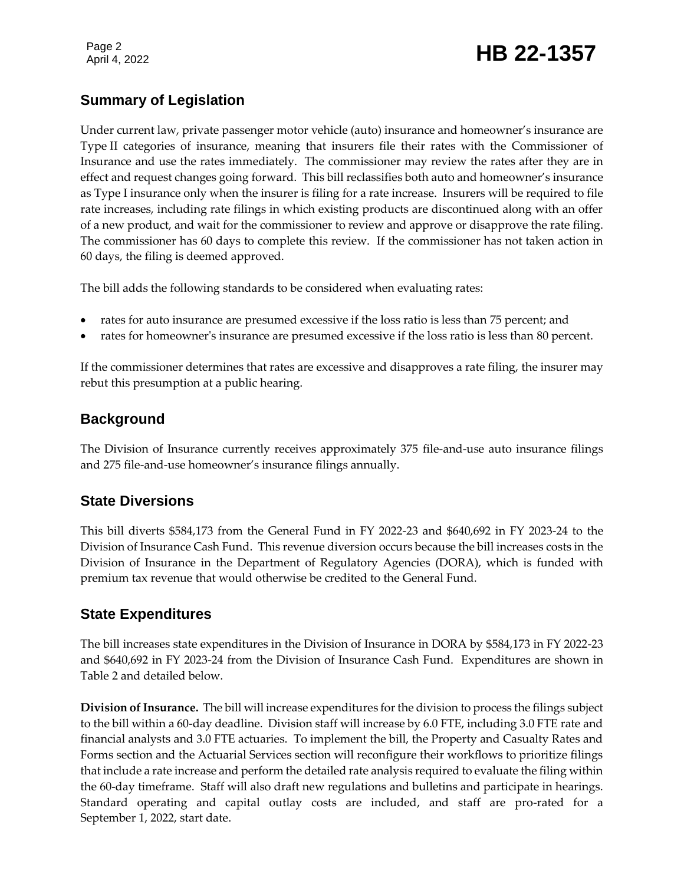## Summary of Legislation

Under current law, private passenger motor vehicle (auto) insurance and homeowner's insurance are Type II categories of insurance, meaning that insurers file their rates with the Commissioner of Insurance and use the rates immediately. The commissioner may review the rates after they are in effect and request changes going forward. This bill reclassifies both auto and homeowner's insurance as Type I insurance only when the insurer is filing for a rate increase. Insurers will be required to file rate increases, including rate filings in which existing products are discontinued along with an offer of a new product, and wait for the commissioner to review and approve or disapprove the rate filing. The commissioner has 60 days to complete this review. If the commissioner has not taken action in 60 days, the filing is deemed approved.

The bill adds the following standards to be considered when evaluating rates:

- rates for auto insurance are presumed excessive if the loss ratio is less than 75 percent; and
- rates for homeowner's insurance are presumed excessive if the loss ratio is less than 80 percent.

If the commissioner determines that rates are excessive and disapproves a rate filing, the insurer may rebut this presumption at a public hearing.

## Background

The Division of Insurance currently receives approximately 375 file-and-use auto insurance filings and 275 file-and-use homeowner's insurance filings annually.

## State Diversions

This bill diverts $584,173 from the General Fund in FY 2022-23 and $640,692 in FY 2023-24 to the Division of Insurance Cash Fund. This revenue diversion occurs because the bill increases costs in the Division of Insurance in the Department of Regulatory Agencies (DORA), which is funded with premium tax revenue that would otherwise be credited to the General Fund.

## State Expenditures

The bill increases state expenditures in the Division of Insurance in DORA by $584,173 in FY 2022-23 and $640,692 in FY 2023-24 from the Division of Insurance Cash Fund. Expenditures are shown in Table 2 and detailed below.

**Division of Insurance.** The bill will increase expenditures for the division to process the filings subject to the bill within a 60-day deadline. Division staff will increase by 6.0 FTE, including 3.0 FTE rate and financial analysts and 3.0 FTE actuaries. To implement the bill, the Property and Casualty Rates and Forms section and the Actuarial Services section will reconfigure their workflows to prioritize filings that include a rate increase and perform the detailed rate analysis required to evaluate the filing within the 60-day timeframe. Staff will also draft new regulations and bulletins and participate in hearings. Standard operating and capital outlay costs are included, and staff are pro-rated for a September 1, 2022, start date.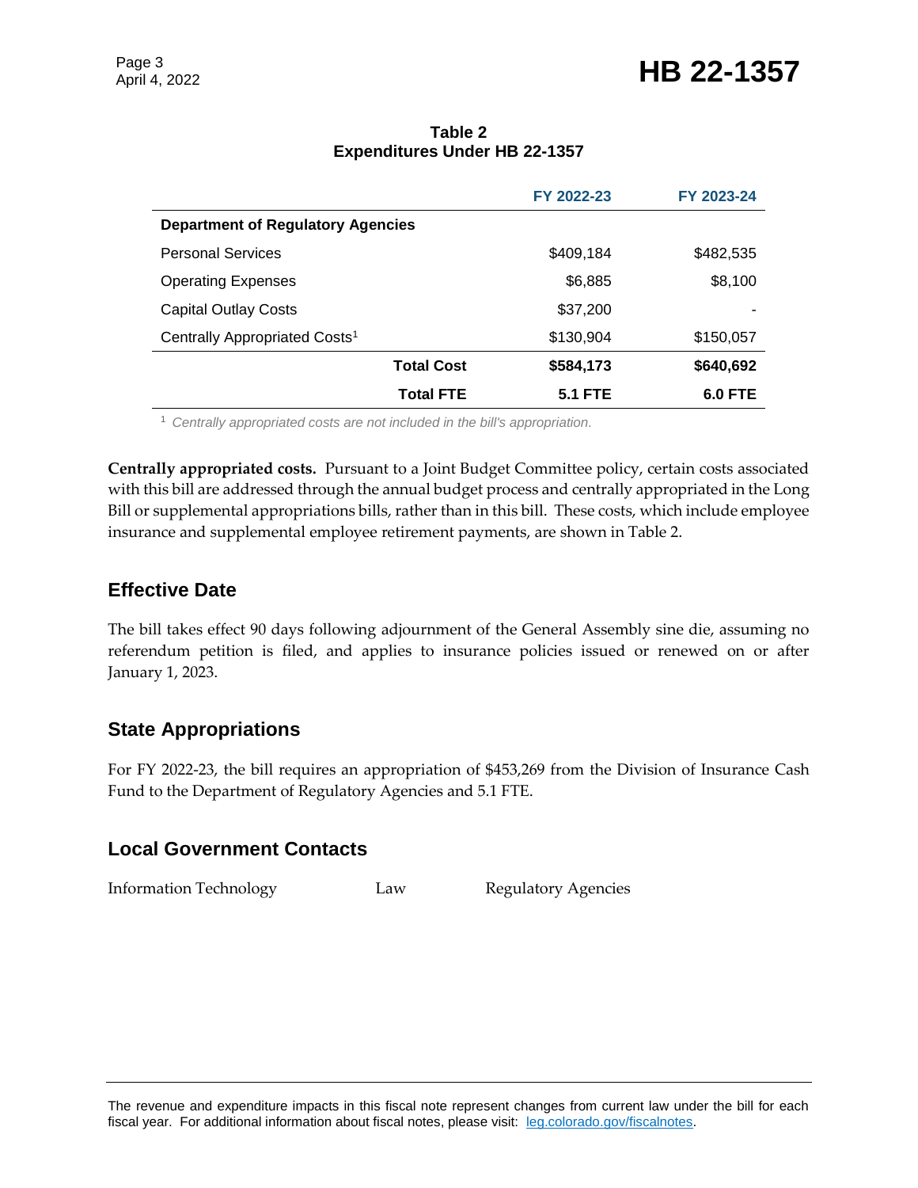**Table 2**
**Expenditures Under HB 22-1357**

| | FY 2022-23 | FY 2023-24 |
|---|---|---|
| **Department of Regulatory Agencies** | | |
| Personal Services | $409,184 | $482,535 |
| Operating Expenses | $6,885 | $8,100 |
| Capital Outlay Costs | $37,200 | - |
| Centrally Appropriated Costs[1] | $130,904 | $150,057 |
| **Total Cost** | **$584,173** | **$640,692** |
| **Total FTE** | **5.1 FTE** | **6.0 FTE** |

[1] *Centrally appropriated costs are not included in the bill's appropriation.*

**Centrally appropriated costs.** Pursuant to a Joint Budget Committee policy, certain costs associated with this bill are addressed through the annual budget process and centrally appropriated in the Long Bill or supplemental appropriations bills, rather than in this bill. These costs, which include employee insurance and supplemental employee retirement payments, are shown in Table 2.

## Effective Date

The bill takes effect 90 days following adjournment of the General Assembly sine die, assuming no referendum petition is filed, and applies to insurance policies issued or renewed on or after January 1, 2023.

## State Appropriations

For FY 2022-23, the bill requires an appropriation of $453,269 from the Division of Insurance Cash Fund to the Department of Regulatory Agencies and 5.1 FTE.

## Local Government Contacts

Information Technology    Law    Regulatory Agencies

The revenue and expenditure impacts in this fiscal note represent changes from current law under the bill for each fiscal year. For additional information about fiscal notes, please visit: leg.colorado.gov/fiscalnotes.